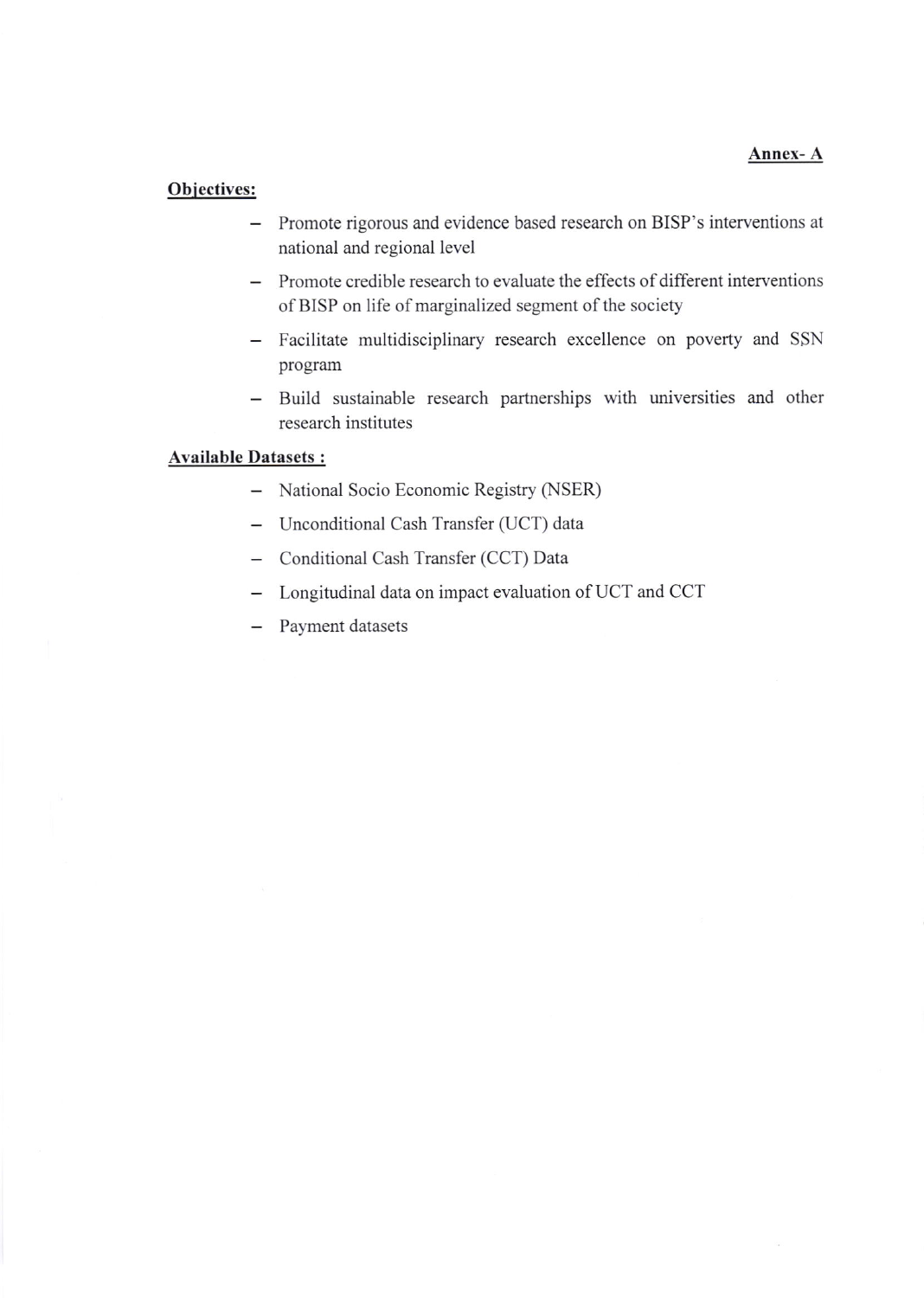**Annex- A**

**Objectives:**

- Promote rigorous and evidence based research on BISP's interventions at national and regional level
- Promote credible research to evaluate the effects of different interventions of BISP on life of marginalized segment of the society
- Facilitate multidisciplinary research excellence on poverty and SSN program
- Build sustainable research partnerships with universities and other research institutes

**Available Datasets :**

- National Socio Economic Registry (NSER)
- Unconditional Cash Transfer (UCT) data
- Conditional Cash Transfer (CCT) Data
- Longitudinal data on impact evaluation of UCT and CCT
- Payment datasets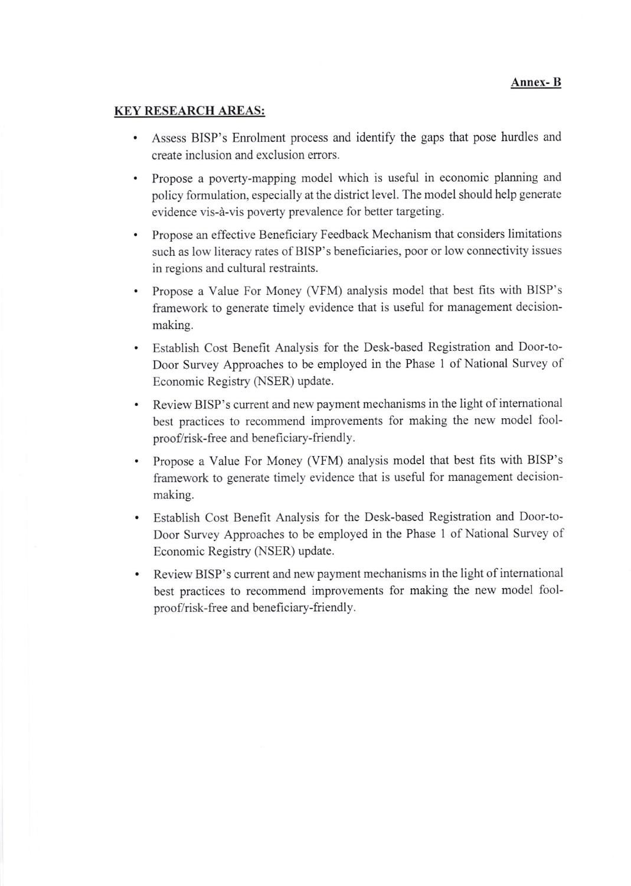**Annex- B**

**KEY RESEARCH AREAS:**

- Assess BISP's Enrolment process and identify the gaps that pose hurdles and create inclusion and exclusion errors.
- Propose a poverty-mapping model which is useful in economic planning and policy formulation, especially at the district level. The model should help generate evidence vis-à-vis poverty prevalence for better targeting.
- Propose an effective Beneficiary Feedback Mechanism that considers limitations such as low literacy rates of BISP's beneficiaries, poor or low connectivity issues in regions and cultural restraints.
- Propose a Value For Money (VFM) analysis model that best fits with BISP's framework to generate timely evidence that is useful for management decision-making.
- Establish Cost Benefit Analysis for the Desk-based Registration and Door-to-Door Survey Approaches to be employed in the Phase 1 of National Survey of Economic Registry (NSER) update.
- Review BISP's current and new payment mechanisms in the light of international best practices to recommend improvements for making the new model fool-proof/risk-free and beneficiary-friendly.
- Propose a Value For Money (VFM) analysis model that best fits with BISP's framework to generate timely evidence that is useful for management decision-making.
- Establish Cost Benefit Analysis for the Desk-based Registration and Door-to-Door Survey Approaches to be employed in the Phase 1 of National Survey of Economic Registry (NSER) update.
- Review BISP's current and new payment mechanisms in the light of international best practices to recommend improvements for making the new model fool-proof/risk-free and beneficiary-friendly.